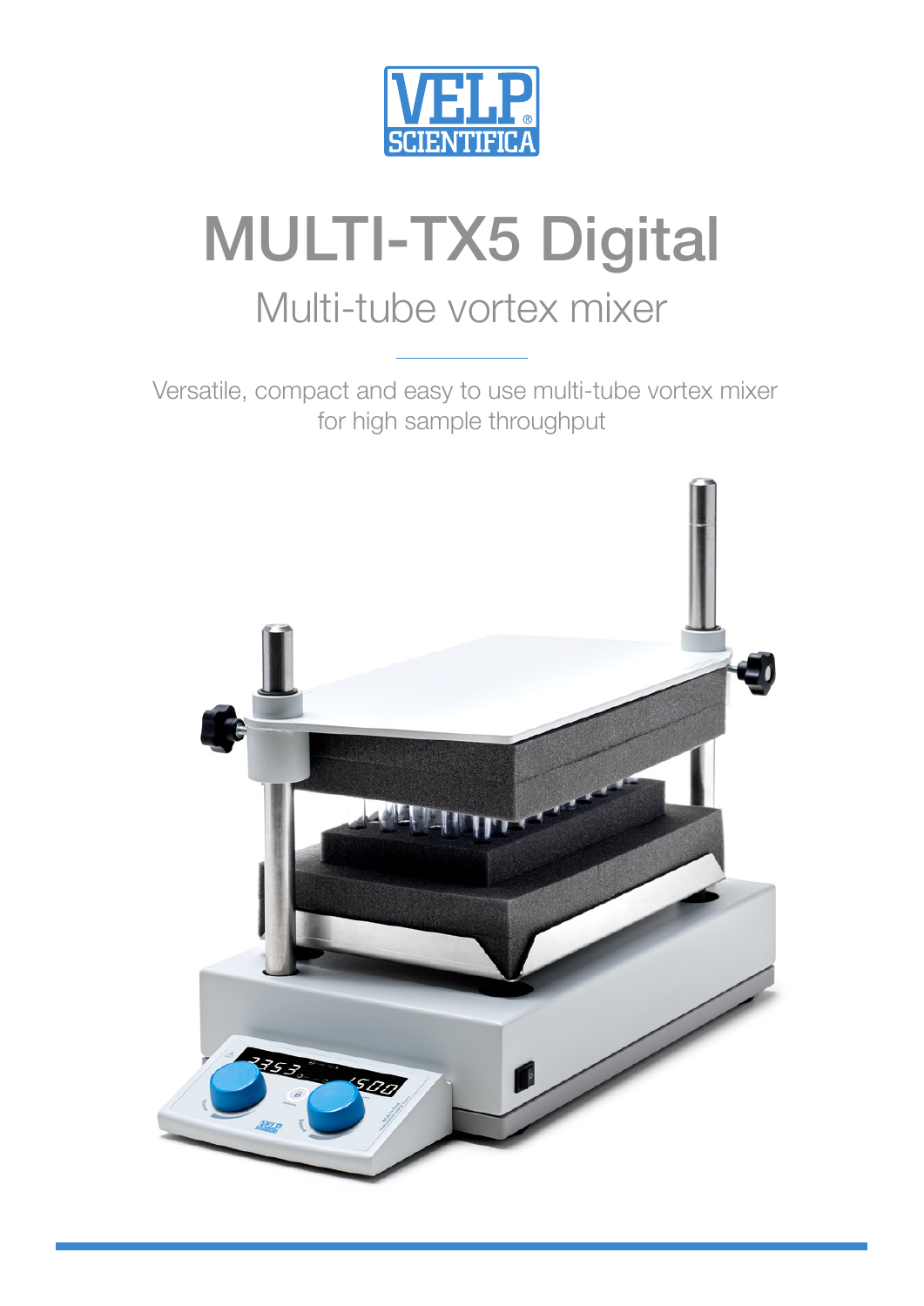# MULTI-TX5 Digital

## Multi-tube vortex mixer

Versatile, compact and easy to use multi-tube vortex mixer for high sample throughput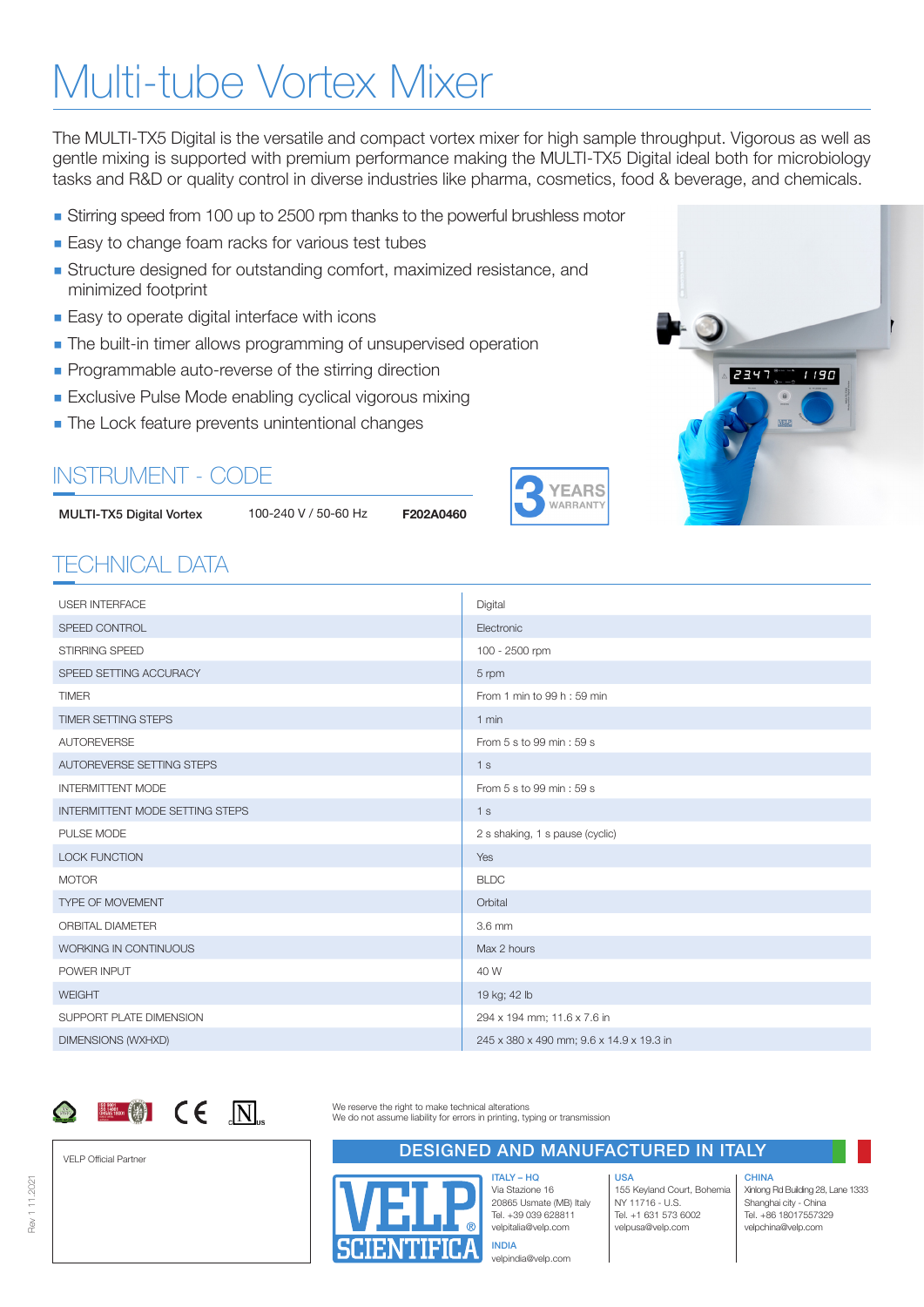# Multi-tube Vortex Mixer

The MULTI-TX5 Digital is the versatile and compact vortex mixer for high sample throughput. Vigorous as well as gentle mixing is supported with premium performance making the MULTI-TX5 Digital ideal both for microbiology tasks and R&D or quality control in diverse industries like pharma, cosmetics, food & beverage, and chemicals.

- Stirring speed from 100 up to 2500 rpm thanks to the powerful brushless motor
- Easy to change foam racks for various test tubes
- Structure designed for outstanding comfort, maximized resistance, and minimized footprint
- Easy to operate digital interface with icons
- The built-in timer allows programming of unsupervised operation
- Programmable auto-reverse of the stirring direction
- Exclusive Pulse Mode enabling cyclical vigorous mixing
- The Lock feature prevents unintentional changes

## INSTRUMENT - CODE

| | | |
|---|---|---|
| **MULTI-TX5 Digital Vortex** | 100-240 V / 50-60 Hz | **F202A0460** |

3 YEARS WARRANTY

## TECHNICAL DATA

| | |
|---|---|
| USER INTERFACE | Digital |
| SPEED CONTROL | Electronic |
| STIRRING SPEED | 100 - 2500 rpm |
| SPEED SETTING ACCURACY | 5 rpm |
| TIMER | From 1 min to 99 h : 59 min |
| TIMER SETTING STEPS | 1 min |
| AUTOREVERSE | From 5 s to 99 min : 59 s |
| AUTOREVERSE SETTING STEPS | 1 s |
| INTERMITTENT MODE | From 5 s to 99 min : 59 s |
| INTERMITTENT MODE SETTING STEPS | 1 s |
| PULSE MODE | 2 s shaking, 1 s pause (cyclic) |
| LOCK FUNCTION | Yes |
| MOTOR | BLDC |
| TYPE OF MOVEMENT | Orbital |
| ORBITAL DIAMETER | 3.6 mm |
| WORKING IN CONTINUOUS | Max 2 hours |
| POWER INPUT | 40 W |
| WEIGHT | 19 kg; 42 lb |
| SUPPORT PLATE DIMENSION | 294 x 194 mm; 11.6 x 7.6 in |
| DIMENSIONS (WXHXD) | 245 x 380 x 490 mm; 9.6 x 14.9 x 19.3 in |

We reserve the right to make technical alterations
We do not assume liability for errors in printing, typing or transmission

VELP Official Partner

**DESIGNED AND MANUFACTURED IN ITALY**

VELP SCIENTIFICA

**ITALY – HQ**
Via Stazione 16
20865 Usmate (MB) Italy
Tel. +39 039 628811
velpitalia@velp.com

**INDIA**
velpindia@velp.com

**USA**
155 Keyland Court, Bohemia
NY 11716 - U.S.
Tel. +1 631 573 6002
velpusa@velp.com

**CHINA**
Xinlong Rd Building 28, Lane 1333
Shanghai city - China
Tel. +86 18017557329
velpchina@velp.com

Rev 1 11.2021